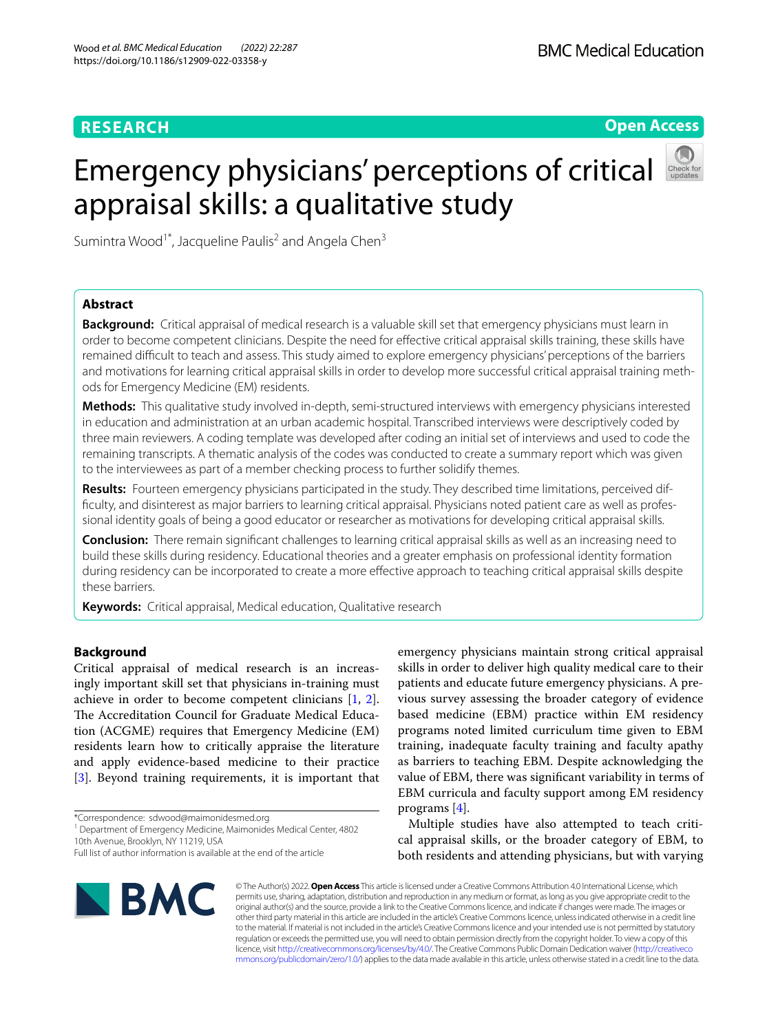**RESEARCH** **Open Access**

# Emergency physicians' perceptions of critical appraisal skills: a qualitative study

Sumintra Wood[1*], Jacqueline Paulis[2] and Angela Chen[3]

## Abstract

**Background:** Critical appraisal of medical research is a valuable skill set that emergency physicians must learn in order to become competent clinicians. Despite the need for effective critical appraisal skills training, these skills have remained difficult to teach and assess. This study aimed to explore emergency physicians' perceptions of the barriers and motivations for learning critical appraisal skills in order to develop more successful critical appraisal training methods for Emergency Medicine (EM) residents.

**Methods:** This qualitative study involved in-depth, semi-structured interviews with emergency physicians interested in education and administration at an urban academic hospital. Transcribed interviews were descriptively coded by three main reviewers. A coding template was developed after coding an initial set of interviews and used to code the remaining transcripts. A thematic analysis of the codes was conducted to create a summary report which was given to the interviewees as part of a member checking process to further solidify themes.

**Results:** Fourteen emergency physicians participated in the study. They described time limitations, perceived difficulty, and disinterest as major barriers to learning critical appraisal. Physicians noted patient care as well as professional identity goals of being a good educator or researcher as motivations for developing critical appraisal skills.

**Conclusion:** There remain significant challenges to learning critical appraisal skills as well as an increasing need to build these skills during residency. Educational theories and a greater emphasis on professional identity formation during residency can be incorporated to create a more effective approach to teaching critical appraisal skills despite these barriers.

**Keywords:** Critical appraisal, Medical education, Qualitative research

## Background

Critical appraisal of medical research is an increasingly important skill set that physicians in-training must achieve in order to become competent clinicians [1, 2]. The Accreditation Council for Graduate Medical Education (ACGME) requires that Emergency Medicine (EM) residents learn how to critically appraise the literature and apply evidence-based medicine to their practice [3]. Beyond training requirements, it is important that emergency physicians maintain strong critical appraisal skills in order to deliver high quality medical care to their patients and educate future emergency physicians. A previous survey assessing the broader category of evidence based medicine (EBM) practice within EM residency programs noted limited curriculum time given to EBM training, inadequate faculty training and faculty apathy as barriers to teaching EBM. Despite acknowledging the value of EBM, there was significant variability in terms of EBM curricula and faculty support among EM residency programs [4].

Multiple studies have also attempted to teach critical appraisal skills, or the broader category of EBM, to both residents and attending physicians, but with varying

*Correspondence: sdwood@maimonidesmed.org

[1] Department of Emergency Medicine, Maimonides Medical Center, 4802 10th Avenue, Brooklyn, NY 11219, USA

Full list of author information is available at the end of the article

© The Author(s) 2022. **Open Access** This article is licensed under a Creative Commons Attribution 4.0 International License, which permits use, sharing, adaptation, distribution and reproduction in any medium or format, as long as you give appropriate credit to the original author(s) and the source, provide a link to the Creative Commons licence, and indicate if changes were made. The images or other third party material in this article are included in the article's Creative Commons licence, unless indicated otherwise in a credit line to the material. If material is not included in the article's Creative Commons licence and your intended use is not permitted by statutory regulation or exceeds the permitted use, you will need to obtain permission directly from the copyright holder. To view a copy of this licence, visit http://creativecommons.org/licenses/by/4.0/. The Creative Commons Public Domain Dedication waiver (http://creativecommons.org/publicdomain/zero/1.0/) applies to the data made available in this article, unless otherwise stated in a credit line to the data.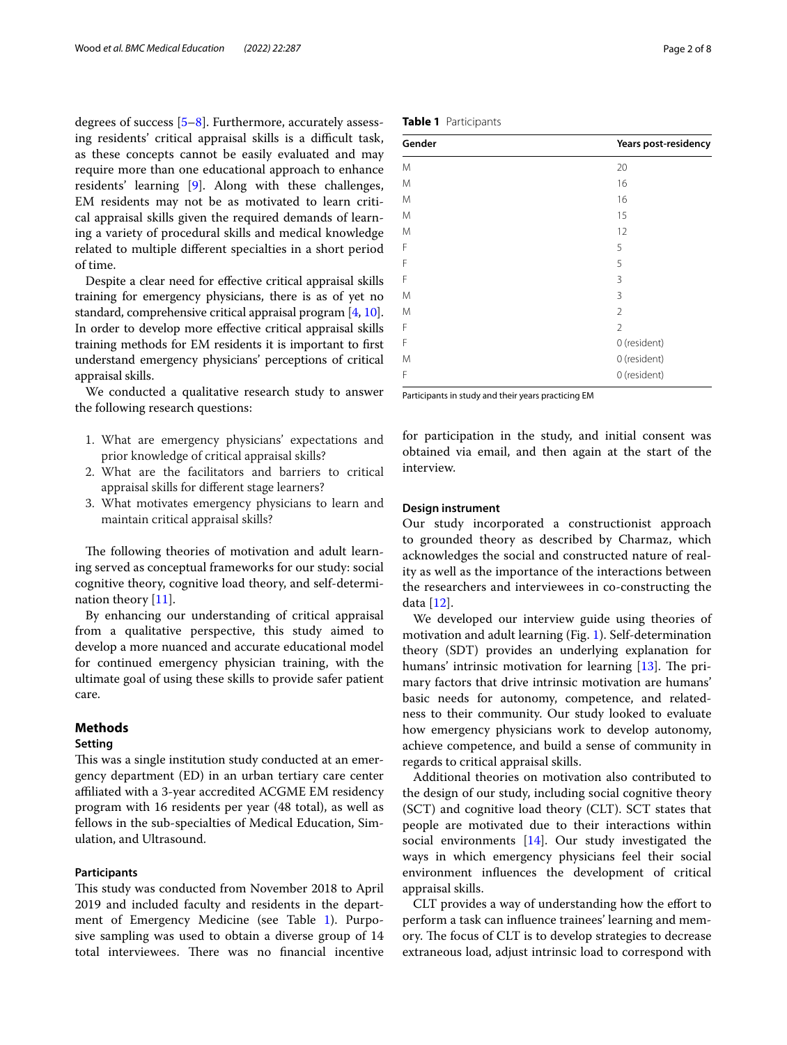degrees of success [5–8]. Furthermore, accurately assessing residents' critical appraisal skills is a difficult task, as these concepts cannot be easily evaluated and may require more than one educational approach to enhance residents' learning [9]. Along with these challenges, EM residents may not be as motivated to learn critical appraisal skills given the required demands of learning a variety of procedural skills and medical knowledge related to multiple different specialties in a short period of time.

Despite a clear need for effective critical appraisal skills training for emergency physicians, there is as of yet no standard, comprehensive critical appraisal program [4, 10]. In order to develop more effective critical appraisal skills training methods for EM residents it is important to first understand emergency physicians' perceptions of critical appraisal skills.

We conducted a qualitative research study to answer the following research questions:

1. What are emergency physicians' expectations and prior knowledge of critical appraisal skills?
2. What are the facilitators and barriers to critical appraisal skills for different stage learners?
3. What motivates emergency physicians to learn and maintain critical appraisal skills?

The following theories of motivation and adult learning served as conceptual frameworks for our study: social cognitive theory, cognitive load theory, and self-determination theory [11].

By enhancing our understanding of critical appraisal from a qualitative perspective, this study aimed to develop a more nuanced and accurate educational model for continued emergency physician training, with the ultimate goal of using these skills to provide safer patient care.

## Methods

### Setting

This was a single institution study conducted at an emergency department (ED) in an urban tertiary care center affiliated with a 3-year accredited ACGME EM residency program with 16 residents per year (48 total), as well as fellows in the sub-specialties of Medical Education, Simulation, and Ultrasound.

### Participants

This study was conducted from November 2018 to April 2019 and included faculty and residents in the department of Emergency Medicine (see Table 1). Purposive sampling was used to obtain a diverse group of 14 total interviewees. There was no financial incentive for participation in the study, and initial consent was obtained via email, and then again at the start of the interview.

**Table 1** Participants

| Gender | Years post-residency |
|---|---|
| M | 20 |
| M | 16 |
| M | 16 |
| M | 15 |
| M | 12 |
| F | 5 |
| F | 5 |
| F | 3 |
| M | 3 |
| M | 2 |
| F | 2 |
| F | 0 (resident) |
| M | 0 (resident) |
| F | 0 (resident) |

Participants in study and their years practicing EM

### Design instrument

Our study incorporated a constructionist approach to grounded theory as described by Charmaz, which acknowledges the social and constructed nature of reality as well as the importance of the interactions between the researchers and interviewees in co-constructing the data [12].

We developed our interview guide using theories of motivation and adult learning (Fig. 1). Self-determination theory (SDT) provides an underlying explanation for humans' intrinsic motivation for learning [13]. The primary factors that drive intrinsic motivation are humans' basic needs for autonomy, competence, and relatedness to their community. Our study looked to evaluate how emergency physicians work to develop autonomy, achieve competence, and build a sense of community in regards to critical appraisal skills.

Additional theories on motivation also contributed to the design of our study, including social cognitive theory (SCT) and cognitive load theory (CLT). SCT states that people are motivated due to their interactions within social environments [14]. Our study investigated the ways in which emergency physicians feel their social environment influences the development of critical appraisal skills.

CLT provides a way of understanding how the effort to perform a task can influence trainees' learning and memory. The focus of CLT is to develop strategies to decrease extraneous load, adjust intrinsic load to correspond with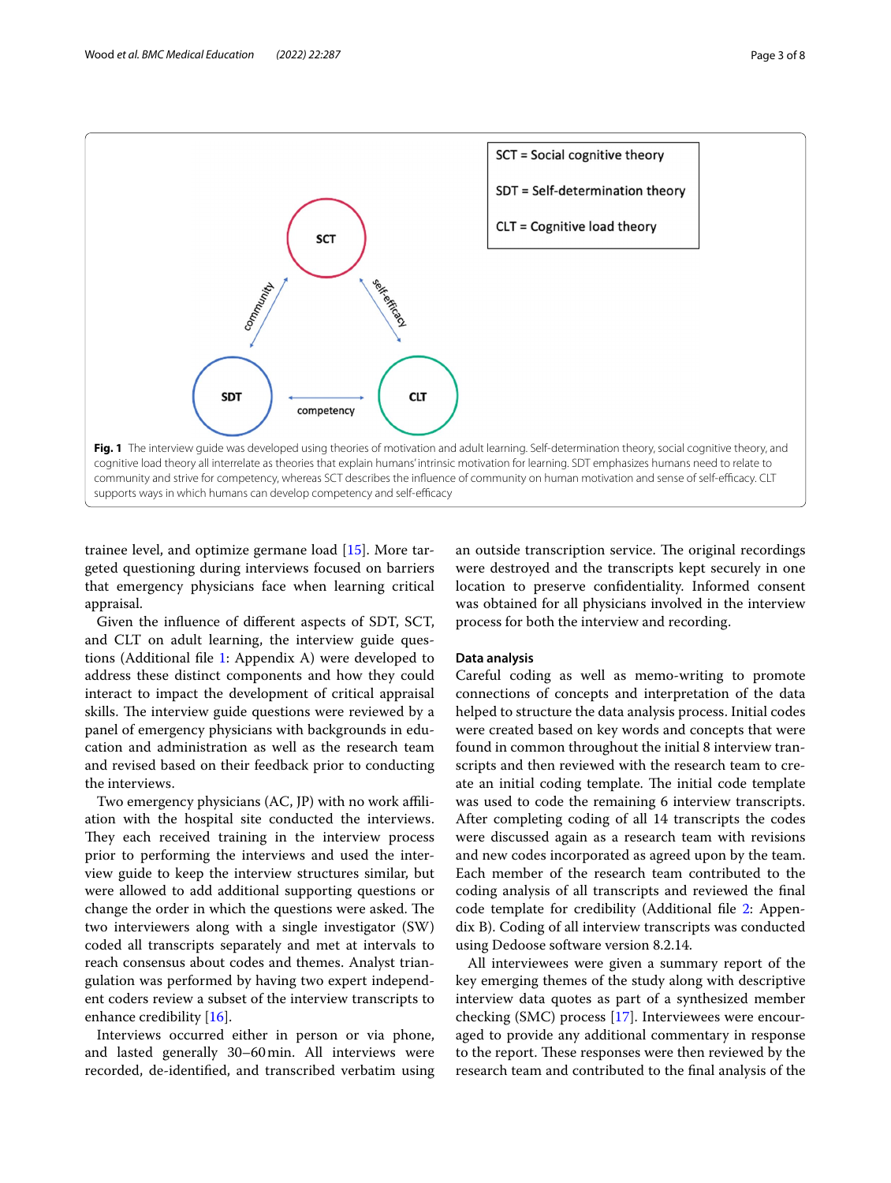Fig. 1 The interview guide was developed using theories of motivation and adult learning. Self-determination theory, social cognitive theory, and cognitive load theory all interrelate as theories that explain humans' intrinsic motivation for learning. SDT emphasizes humans need to relate to community and strive for competency, whereas SCT describes the influence of community on human motivation and sense of self-efficacy. CLT supports ways in which humans can develop competency and self-efficacy

trainee level, and optimize germane load [15]. More targeted questioning during interviews focused on barriers that emergency physicians face when learning critical appraisal.

Given the influence of different aspects of SDT, SCT, and CLT on adult learning, the interview guide questions (Additional file 1: Appendix A) were developed to address these distinct components and how they could interact to impact the development of critical appraisal skills. The interview guide questions were reviewed by a panel of emergency physicians with backgrounds in education and administration as well as the research team and revised based on their feedback prior to conducting the interviews.

Two emergency physicians (AC, JP) with no work affiliation with the hospital site conducted the interviews. They each received training in the interview process prior to performing the interviews and used the interview guide to keep the interview structures similar, but were allowed to add additional supporting questions or change the order in which the questions were asked. The two interviewers along with a single investigator (SW) coded all transcripts separately and met at intervals to reach consensus about codes and themes. Analyst triangulation was performed by having two expert independent coders review a subset of the interview transcripts to enhance credibility [16].

Interviews occurred either in person or via phone, and lasted generally 30–60 min. All interviews were recorded, de-identified, and transcribed verbatim using an outside transcription service. The original recordings were destroyed and the transcripts kept securely in one location to preserve confidentiality. Informed consent was obtained for all physicians involved in the interview process for both the interview and recording.

### Data analysis

Careful coding as well as memo-writing to promote connections of concepts and interpretation of the data helped to structure the data analysis process. Initial codes were created based on key words and concepts that were found in common throughout the initial 8 interview transcripts and then reviewed with the research team to create an initial coding template. The initial code template was used to code the remaining 6 interview transcripts. After completing coding of all 14 transcripts the codes were discussed again as a research team with revisions and new codes incorporated as agreed upon by the team. Each member of the research team contributed to the coding analysis of all transcripts and reviewed the final code template for credibility (Additional file 2: Appendix B). Coding of all interview transcripts was conducted using Dedoose software version 8.2.14.

All interviewees were given a summary report of the key emerging themes of the study along with descriptive interview data quotes as part of a synthesized member checking (SMC) process [17]. Interviewees were encouraged to provide any additional commentary in response to the report. These responses were then reviewed by the research team and contributed to the final analysis of the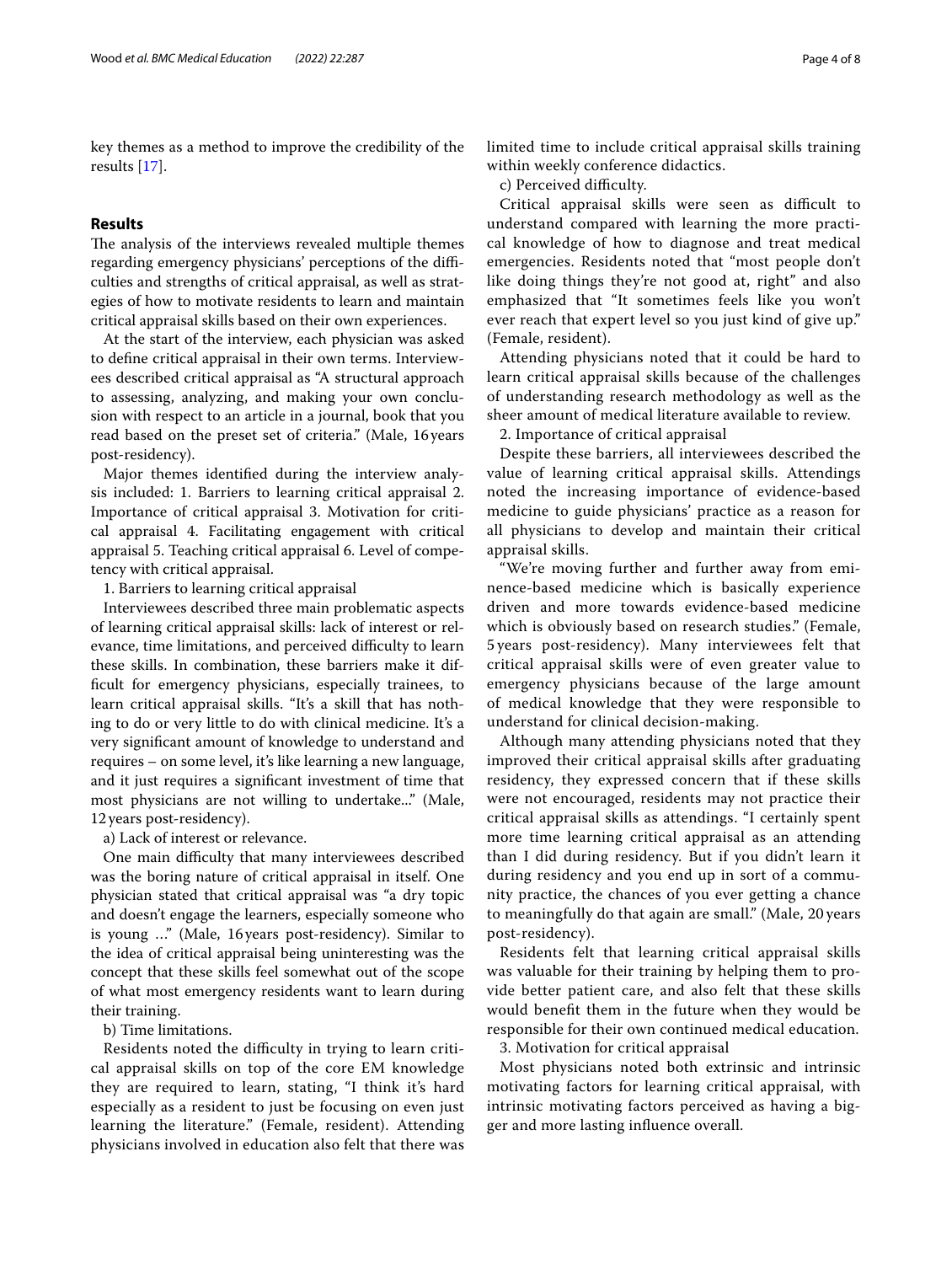key themes as a method to improve the credibility of the results [17].

## Results

The analysis of the interviews revealed multiple themes regarding emergency physicians' perceptions of the difficulties and strengths of critical appraisal, as well as strategies of how to motivate residents to learn and maintain critical appraisal skills based on their own experiences.

At the start of the interview, each physician was asked to define critical appraisal in their own terms. Interviewees described critical appraisal as "A structural approach to assessing, analyzing, and making your own conclusion with respect to an article in a journal, book that you read based on the preset set of criteria." (Male, 16 years post-residency).

Major themes identified during the interview analysis included: 1. Barriers to learning critical appraisal 2. Importance of critical appraisal 3. Motivation for critical appraisal 4. Facilitating engagement with critical appraisal 5. Teaching critical appraisal 6. Level of competency with critical appraisal.

1. Barriers to learning critical appraisal

Interviewees described three main problematic aspects of learning critical appraisal skills: lack of interest or relevance, time limitations, and perceived difficulty to learn these skills. In combination, these barriers make it difficult for emergency physicians, especially trainees, to learn critical appraisal skills. "It's a skill that has nothing to do or very little to do with clinical medicine. It's a very significant amount of knowledge to understand and requires – on some level, it's like learning a new language, and it just requires a significant investment of time that most physicians are not willing to undertake..." (Male, 12 years post-residency).

a) Lack of interest or relevance.

One main difficulty that many interviewees described was the boring nature of critical appraisal in itself. One physician stated that critical appraisal was "a dry topic and doesn't engage the learners, especially someone who is young …" (Male, 16 years post-residency). Similar to the idea of critical appraisal being uninteresting was the concept that these skills feel somewhat out of the scope of what most emergency residents want to learn during their training.

b) Time limitations.

Residents noted the difficulty in trying to learn critical appraisal skills on top of the core EM knowledge they are required to learn, stating, "I think it's hard especially as a resident to just be focusing on even just learning the literature." (Female, resident). Attending physicians involved in education also felt that there was limited time to include critical appraisal skills training within weekly conference didactics.

c) Perceived difficulty.

Critical appraisal skills were seen as difficult to understand compared with learning the more practical knowledge of how to diagnose and treat medical emergencies. Residents noted that "most people don't like doing things they're not good at, right" and also emphasized that "It sometimes feels like you won't ever reach that expert level so you just kind of give up." (Female, resident).

Attending physicians noted that it could be hard to learn critical appraisal skills because of the challenges of understanding research methodology as well as the sheer amount of medical literature available to review.

2. Importance of critical appraisal

Despite these barriers, all interviewees described the value of learning critical appraisal skills. Attendings noted the increasing importance of evidence-based medicine to guide physicians' practice as a reason for all physicians to develop and maintain their critical appraisal skills.

"We're moving further and further away from eminence-based medicine which is basically experience driven and more towards evidence-based medicine which is obviously based on research studies." (Female, 5 years post-residency). Many interviewees felt that critical appraisal skills were of even greater value to emergency physicians because of the large amount of medical knowledge that they were responsible to understand for clinical decision-making.

Although many attending physicians noted that they improved their critical appraisal skills after graduating residency, they expressed concern that if these skills were not encouraged, residents may not practice their critical appraisal skills as attendings. "I certainly spent more time learning critical appraisal as an attending than I did during residency. But if you didn't learn it during residency and you end up in sort of a community practice, the chances of you ever getting a chance to meaningfully do that again are small." (Male, 20 years post-residency).

Residents felt that learning critical appraisal skills was valuable for their training by helping them to provide better patient care, and also felt that these skills would benefit them in the future when they would be responsible for their own continued medical education.

3. Motivation for critical appraisal

Most physicians noted both extrinsic and intrinsic motivating factors for learning critical appraisal, with intrinsic motivating factors perceived as having a bigger and more lasting influence overall.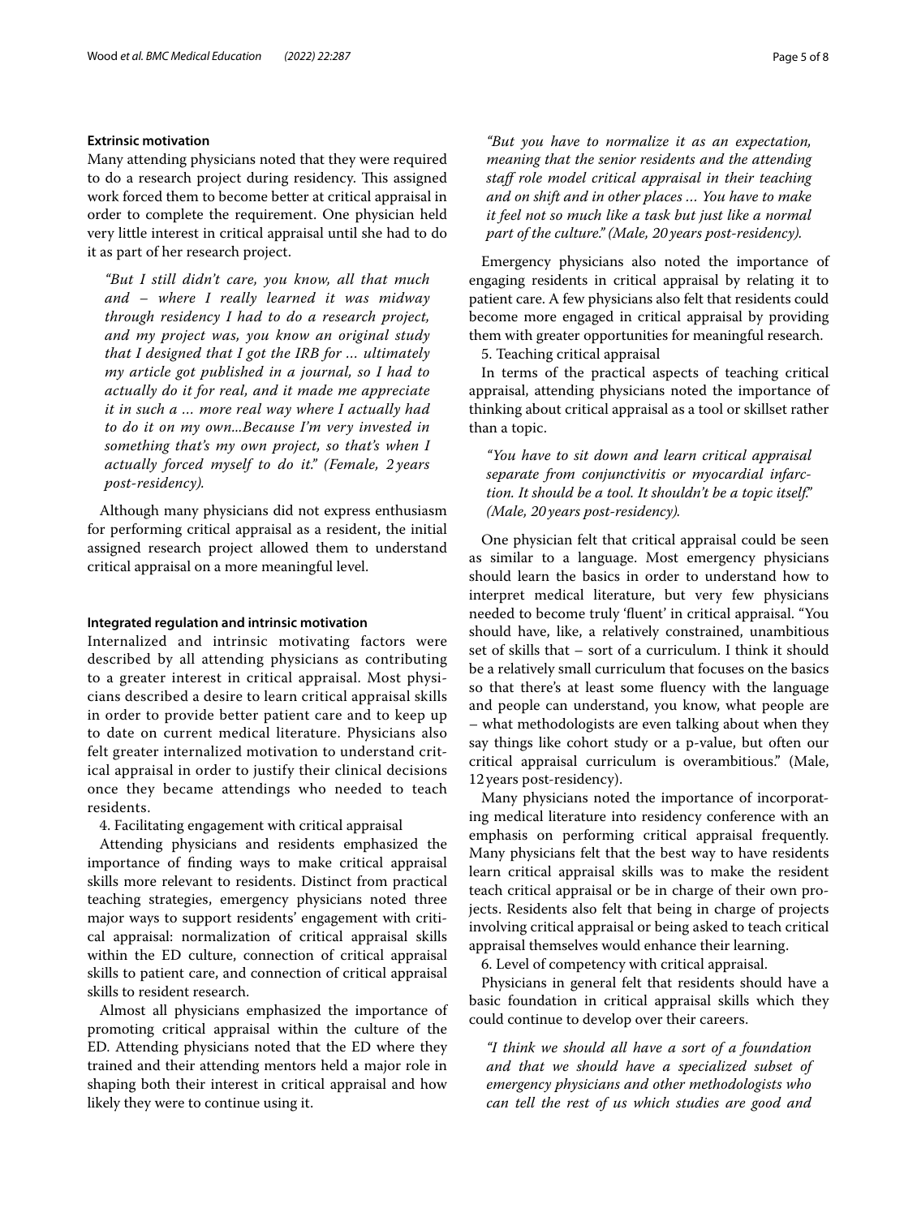#### Extrinsic motivation

Many attending physicians noted that they were required to do a research project during residency. This assigned work forced them to become better at critical appraisal in order to complete the requirement. One physician held very little interest in critical appraisal until she had to do it as part of her research project.

> *"But I still didn't care, you know, all that much and – where I really learned it was midway through residency I had to do a research project, and my project was, you know an original study that I designed that I got the IRB for … ultimately my article got published in a journal, so I had to actually do it for real, and it made me appreciate it in such a … more real way where I actually had to do it on my own...Because I'm very invested in something that's my own project, so that's when I actually forced myself to do it." (Female, 2 years post-residency).*

Although many physicians did not express enthusiasm for performing critical appraisal as a resident, the initial assigned research project allowed them to understand critical appraisal on a more meaningful level.

#### Integrated regulation and intrinsic motivation

Internalized and intrinsic motivating factors were described by all attending physicians as contributing to a greater interest in critical appraisal. Most physicians described a desire to learn critical appraisal skills in order to provide better patient care and to keep up to date on current medical literature. Physicians also felt greater internalized motivation to understand critical appraisal in order to justify their clinical decisions once they became attendings who needed to teach residents.

4. Facilitating engagement with critical appraisal

Attending physicians and residents emphasized the importance of finding ways to make critical appraisal skills more relevant to residents. Distinct from practical teaching strategies, emergency physicians noted three major ways to support residents' engagement with critical appraisal: normalization of critical appraisal skills within the ED culture, connection of critical appraisal skills to patient care, and connection of critical appraisal skills to resident research.

Almost all physicians emphasized the importance of promoting critical appraisal within the culture of the ED. Attending physicians noted that the ED where they trained and their attending mentors held a major role in shaping both their interest in critical appraisal and how likely they were to continue using it.

> *"But you have to normalize it as an expectation, meaning that the senior residents and the attending staff role model critical appraisal in their teaching and on shift and in other places … You have to make it feel not so much like a task but just like a normal part of the culture." (Male, 20 years post-residency).*

Emergency physicians also noted the importance of engaging residents in critical appraisal by relating it to patient care. A few physicians also felt that residents could become more engaged in critical appraisal by providing them with greater opportunities for meaningful research.

5. Teaching critical appraisal

In terms of the practical aspects of teaching critical appraisal, attending physicians noted the importance of thinking about critical appraisal as a tool or skillset rather than a topic.

> *"You have to sit down and learn critical appraisal separate from conjunctivitis or myocardial infarction. It should be a tool. It shouldn't be a topic itself." (Male, 20 years post-residency).*

One physician felt that critical appraisal could be seen as similar to a language. Most emergency physicians should learn the basics in order to understand how to interpret medical literature, but very few physicians needed to become truly 'fluent' in critical appraisal. "You should have, like, a relatively constrained, unambitious set of skills that – sort of a curriculum. I think it should be a relatively small curriculum that focuses on the basics so that there's at least some fluency with the language and people can understand, you know, what people are – what methodologists are even talking about when they say things like cohort study or a p-value, but often our critical appraisal curriculum is overambitious." (Male, 12 years post-residency).

Many physicians noted the importance of incorporating medical literature into residency conference with an emphasis on performing critical appraisal frequently. Many physicians felt that the best way to have residents learn critical appraisal skills was to make the resident teach critical appraisal or be in charge of their own projects. Residents also felt that being in charge of projects involving critical appraisal or being asked to teach critical appraisal themselves would enhance their learning.

6. Level of competency with critical appraisal.

Physicians in general felt that residents should have a basic foundation in critical appraisal skills which they could continue to develop over their careers.

> *"I think we should all have a sort of a foundation and that we should have a specialized subset of emergency physicians and other methodologists who can tell the rest of us which studies are good and*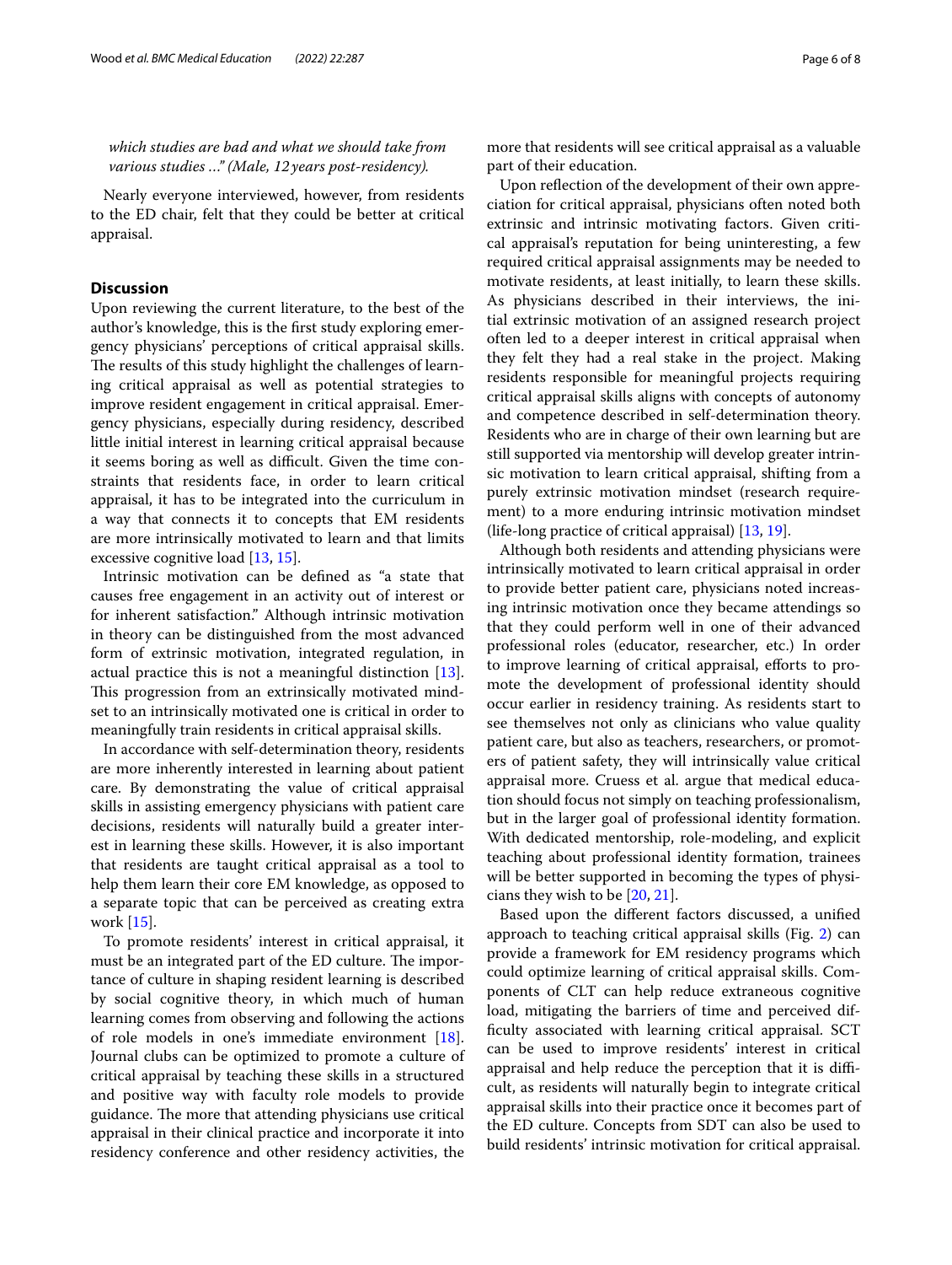*which studies are bad and what we should take from various studies …" (Male, 12 years post-residency).*

Nearly everyone interviewed, however, from residents to the ED chair, felt that they could be better at critical appraisal.

## Discussion

Upon reviewing the current literature, to the best of the author's knowledge, this is the first study exploring emergency physicians' perceptions of critical appraisal skills. The results of this study highlight the challenges of learning critical appraisal as well as potential strategies to improve resident engagement in critical appraisal. Emergency physicians, especially during residency, described little initial interest in learning critical appraisal because it seems boring as well as difficult. Given the time constraints that residents face, in order to learn critical appraisal, it has to be integrated into the curriculum in a way that connects it to concepts that EM residents are more intrinsically motivated to learn and that limits excessive cognitive load [13, 15].

Intrinsic motivation can be defined as "a state that causes free engagement in an activity out of interest or for inherent satisfaction." Although intrinsic motivation in theory can be distinguished from the most advanced form of extrinsic motivation, integrated regulation, in actual practice this is not a meaningful distinction [13]. This progression from an extrinsically motivated mindset to an intrinsically motivated one is critical in order to meaningfully train residents in critical appraisal skills.

In accordance with self-determination theory, residents are more inherently interested in learning about patient care. By demonstrating the value of critical appraisal skills in assisting emergency physicians with patient care decisions, residents will naturally build a greater interest in learning these skills. However, it is also important that residents are taught critical appraisal as a tool to help them learn their core EM knowledge, as opposed to a separate topic that can be perceived as creating extra work [15].

To promote residents' interest in critical appraisal, it must be an integrated part of the ED culture. The importance of culture in shaping resident learning is described by social cognitive theory, in which much of human learning comes from observing and following the actions of role models in one's immediate environment [18]. Journal clubs can be optimized to promote a culture of critical appraisal by teaching these skills in a structured and positive way with faculty role models to provide guidance. The more that attending physicians use critical appraisal in their clinical practice and incorporate it into residency conference and other residency activities, the more that residents will see critical appraisal as a valuable part of their education.

Upon reflection of the development of their own appreciation for critical appraisal, physicians often noted both extrinsic and intrinsic motivating factors. Given critical appraisal's reputation for being uninteresting, a few required critical appraisal assignments may be needed to motivate residents, at least initially, to learn these skills. As physicians described in their interviews, the initial extrinsic motivation of an assigned research project often led to a deeper interest in critical appraisal when they felt they had a real stake in the project. Making residents responsible for meaningful projects requiring critical appraisal skills aligns with concepts of autonomy and competence described in self-determination theory. Residents who are in charge of their own learning but are still supported via mentorship will develop greater intrinsic motivation to learn critical appraisal, shifting from a purely extrinsic motivation mindset (research requirement) to a more enduring intrinsic motivation mindset (life-long practice of critical appraisal) [13, 19].

Although both residents and attending physicians were intrinsically motivated to learn critical appraisal in order to provide better patient care, physicians noted increasing intrinsic motivation once they became attendings so that they could perform well in one of their advanced professional roles (educator, researcher, etc.) In order to improve learning of critical appraisal, efforts to promote the development of professional identity should occur earlier in residency training. As residents start to see themselves not only as clinicians who value quality patient care, but also as teachers, researchers, or promoters of patient safety, they will intrinsically value critical appraisal more. Cruess et al. argue that medical education should focus not simply on teaching professionalism, but in the larger goal of professional identity formation. With dedicated mentorship, role-modeling, and explicit teaching about professional identity formation, trainees will be better supported in becoming the types of physicians they wish to be [20, 21].

Based upon the different factors discussed, a unified approach to teaching critical appraisal skills (Fig. 2) can provide a framework for EM residency programs which could optimize learning of critical appraisal skills. Components of CLT can help reduce extraneous cognitive load, mitigating the barriers of time and perceived difficulty associated with learning critical appraisal. SCT can be used to improve residents' interest in critical appraisal and help reduce the perception that it is difficult, as residents will naturally begin to integrate critical appraisal skills into their practice once it becomes part of the ED culture. Concepts from SDT can also be used to build residents' intrinsic motivation for critical appraisal.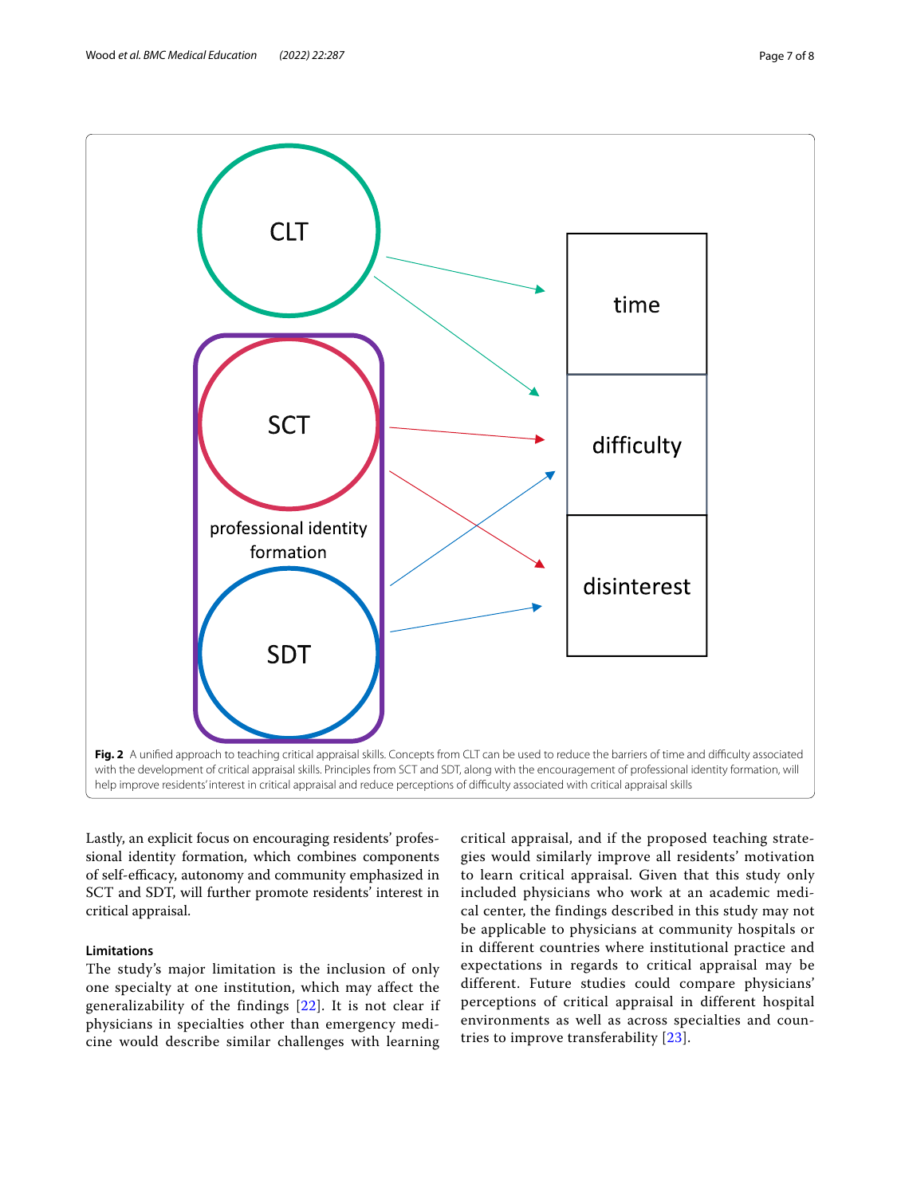**Fig. 2** A unified approach to teaching critical appraisal skills. Concepts from CLT can be used to reduce the barriers of time and difficulty associated with the development of critical appraisal skills. Principles from SCT and SDT, along with the encouragement of professional identity formation, will help improve residents' interest in critical appraisal and reduce perceptions of difficulty associated with critical appraisal skills

Lastly, an explicit focus on encouraging residents' professional identity formation, which combines components of self-efficacy, autonomy and community emphasized in SCT and SDT, will further promote residents' interest in critical appraisal.

#### Limitations

The study's major limitation is the inclusion of only one specialty at one institution, which may affect the generalizability of the findings [22]. It is not clear if physicians in specialties other than emergency medicine would describe similar challenges with learning critical appraisal, and if the proposed teaching strategies would similarly improve all residents' motivation to learn critical appraisal. Given that this study only included physicians who work at an academic medical center, the findings described in this study may not be applicable to physicians at community hospitals or in different countries where institutional practice and expectations in regards to critical appraisal may be different. Future studies could compare physicians' perceptions of critical appraisal in different hospital environments as well as across specialties and countries to improve transferability [23].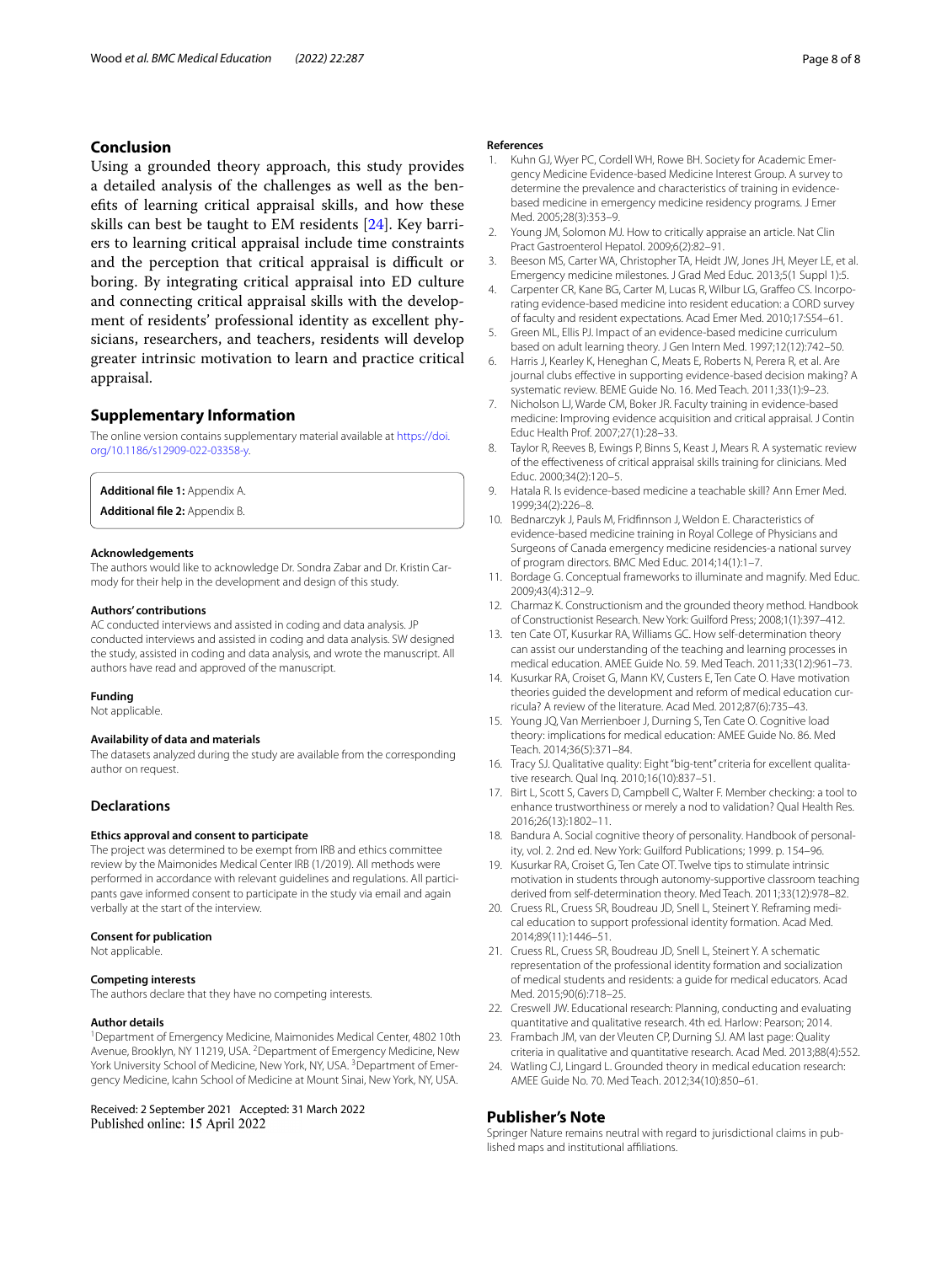## Conclusion

Using a grounded theory approach, this study provides a detailed analysis of the challenges as well as the benefits of learning critical appraisal skills, and how these skills can best be taught to EM residents [24]. Key barriers to learning critical appraisal include time constraints and the perception that critical appraisal is difficult or boring. By integrating critical appraisal into ED culture and connecting critical appraisal skills with the development of residents' professional identity as excellent physicians, researchers, and teachers, residents will develop greater intrinsic motivation to learn and practice critical appraisal.

## Supplementary Information

The online version contains supplementary material available at https://doi.org/10.1186/s12909-022-03358-y.

**Additional file 1:** Appendix A.

**Additional file 2:** Appendix B.

#### Acknowledgements

The authors would like to acknowledge Dr. Sondra Zabar and Dr. Kristin Carmody for their help in the development and design of this study.

#### Authors' contributions

AC conducted interviews and assisted in coding and data analysis. JP conducted interviews and assisted in coding and data analysis. SW designed the study, assisted in coding and data analysis, and wrote the manuscript. All authors have read and approved of the manuscript.

#### Funding

Not applicable.

#### Availability of data and materials

The datasets analyzed during the study are available from the corresponding author on request.

### Declarations

#### Ethics approval and consent to participate

The project was determined to be exempt from IRB and ethics committee review by the Maimonides Medical Center IRB (1/2019). All methods were performed in accordance with relevant guidelines and regulations. All participants gave informed consent to participate in the study via email and again verbally at the start of the interview.

#### Consent for publication

Not applicable.

#### Competing interests

The authors declare that they have no competing interests.

#### Author details

[1]Department of Emergency Medicine, Maimonides Medical Center, 4802 10th Avenue, Brooklyn, NY 11219, USA. [2]Department of Emergency Medicine, New York University School of Medicine, New York, NY, USA. [3]Department of Emergency Medicine, Icahn School of Medicine at Mount Sinai, New York, NY, USA.

Received: 2 September 2021 Accepted: 31 March 2022
Published online: 15 April 2022

#### References

1. Kuhn GJ, Wyer PC, Cordell WH, Rowe BH. Society for Academic Emergency Medicine Evidence-based Medicine Interest Group. A survey to determine the prevalence and characteristics of training in evidence-based medicine in emergency medicine residency programs. J Emer Med. 2005;28(3):353–9.
2. Young JM, Solomon MJ. How to critically appraise an article. Nat Clin Pract Gastroenterol Hepatol. 2009;6(2):82–91.
3. Beeson MS, Carter WA, Christopher TA, Heidt JW, Jones JH, Meyer LE, et al. Emergency medicine milestones. J Grad Med Educ. 2013;5(1 Suppl 1):5.
4. Carpenter CR, Kane BG, Carter M, Lucas R, Wilbur LG, Graffeo CS. Incorporating evidence-based medicine into resident education: a CORD survey of faculty and resident expectations. Acad Emer Med. 2010;17:S54–61.
5. Green ML, Ellis PJ. Impact of an evidence-based medicine curriculum based on adult learning theory. J Gen Intern Med. 1997;12(12):742–50.
6. Harris J, Kearley K, Heneghan C, Meats E, Roberts N, Perera R, et al. Are journal clubs effective in supporting evidence-based decision making? A systematic review. BEME Guide No. 16. Med Teach. 2011;33(1):9–23.
7. Nicholson LJ, Warde CM, Boker JR. Faculty training in evidence-based medicine: Improving evidence acquisition and critical appraisal. J Contin Educ Health Prof. 2007;27(1):28–33.
8. Taylor R, Reeves B, Ewings P, Binns S, Keast J, Mears R. A systematic review of the effectiveness of critical appraisal skills training for clinicians. Med Educ. 2000;34(2):120–5.
9. Hatala R. Is evidence-based medicine a teachable skill? Ann Emer Med. 1999;34(2):226–8.
10. Bednarczyk J, Pauls M, Fridfinnson J, Weldon E. Characteristics of evidence-based medicine training in Royal College of Physicians and Surgeons of Canada emergency medicine residencies-a national survey of program directors. BMC Med Educ. 2014;14(1):1–7.
11. Bordage G. Conceptual frameworks to illuminate and magnify. Med Educ. 2009;43(4):312–9.
12. Charmaz K. Constructionism and the grounded theory method. Handbook of Constructionist Research. New York: Guilford Press; 2008;1(1):397–412.
13. ten Cate OT, Kusurkar RA, Williams GC. How self-determination theory can assist our understanding of the teaching and learning processes in medical education. AMEE Guide No. 59. Med Teach. 2011;33(12):961–73.
14. Kusurkar RA, Croiset G, Mann KV, Custers E, Ten Cate O. Have motivation theories guided the development and reform of medical education curricula? A review of the literature. Acad Med. 2012;87(6):735–43.
15. Young JQ, Van Merrienboer J, Durning S, Ten Cate O. Cognitive load theory: implications for medical education: AMEE Guide No. 86. Med Teach. 2014;36(5):371–84.
16. Tracy SJ. Qualitative quality: Eight "big-tent" criteria for excellent qualitative research. Qual Inq. 2010;16(10):837–51.
17. Birt L, Scott S, Cavers D, Campbell C, Walter F. Member checking: a tool to enhance trustworthiness or merely a nod to validation? Qual Health Res. 2016;26(13):1802–11.
18. Bandura A. Social cognitive theory of personality. Handbook of personality, vol. 2. 2nd ed. New York: Guilford Publications; 1999. p. 154–96.
19. Kusurkar RA, Croiset G, Ten Cate OT. Twelve tips to stimulate intrinsic motivation in students through autonomy-supportive classroom teaching derived from self-determination theory. Med Teach. 2011;33(12):978–82.
20. Cruess RL, Cruess SR, Boudreau JD, Snell L, Steinert Y. Reframing medical education to support professional identity formation. Acad Med. 2014;89(11):1446–51.
21. Cruess RL, Cruess SR, Boudreau JD, Snell L, Steinert Y. A schematic representation of the professional identity formation and socialization of medical students and residents: a guide for medical educators. Acad Med. 2015;90(6):718–25.
22. Creswell JW. Educational research: Planning, conducting and evaluating quantitative and qualitative research. 4th ed. Harlow: Pearson; 2014.
23. Frambach JM, van der Vleuten CP, Durning SJ. AM last page: Quality criteria in qualitative and quantitative research. Acad Med. 2013;88(4):552.
24. Watling CJ, Lingard L. Grounded theory in medical education research: AMEE Guide No. 70. Med Teach. 2012;34(10):850–61.

## Publisher's Note

Springer Nature remains neutral with regard to jurisdictional claims in published maps and institutional affiliations.